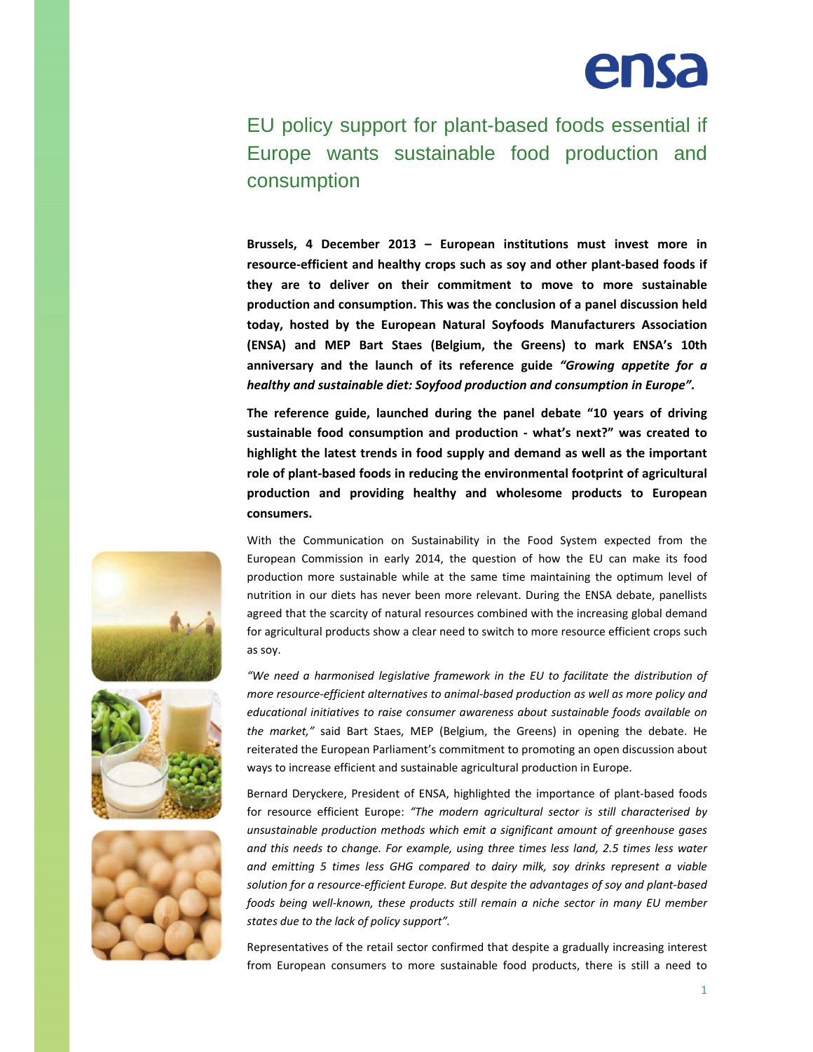ensa

# EU policy support for plant-based foods essential if Europe wants sustainable food production and consumption

**Brussels, 4 December 2013 – European institutions must invest more in resource-efficient and healthy crops such as soy and other plant-based foods if they are to deliver on their commitment to move to more sustainable production and consumption. This was the conclusion of a panel discussion held today, hosted by the European Natural Soyfoods Manufacturers Association (ENSA) and MEP Bart Staes (Belgium, the Greens) to mark ENSA's 10th anniversary and the launch of its reference guide *"Growing appetite for a healthy and sustainable diet: Soyfood production and consumption in Europe".***

**The reference guide, launched during the panel debate "10 years of driving sustainable food consumption and production - what's next?" was created to highlight the latest trends in food supply and demand as well as the important role of plant-based foods in reducing the environmental footprint of agricultural production and providing healthy and wholesome products to European consumers.**

With the Communication on Sustainability in the Food System expected from the European Commission in early 2014, the question of how the EU can make its food production more sustainable while at the same time maintaining the optimum level of nutrition in our diets has never been more relevant. During the ENSA debate, panellists agreed that the scarcity of natural resources combined with the increasing global demand for agricultural products show a clear need to switch to more resource efficient crops such as soy.

*"We need a harmonised legislative framework in the EU to facilitate the distribution of more resource-efficient alternatives to animal-based production as well as more policy and educational initiatives to raise consumer awareness about sustainable foods available on the market,"* said Bart Staes, MEP (Belgium, the Greens) in opening the debate. He reiterated the European Parliament's commitment to promoting an open discussion about ways to increase efficient and sustainable agricultural production in Europe.

Bernard Deryckere, President of ENSA, highlighted the importance of plant-based foods for resource efficient Europe: *"The modern agricultural sector is still characterised by unsustainable production methods which emit a significant amount of greenhouse gases and this needs to change. For example, using three times less land, 2.5 times less water and emitting 5 times less GHG compared to dairy milk, soy drinks represent a viable solution for a resource-efficient Europe. But despite the advantages of soy and plant-based foods being well-known, these products still remain a niche sector in many EU member states due to the lack of policy support".*

Representatives of the retail sector confirmed that despite a gradually increasing interest from European consumers to more sustainable food products, there is still a need to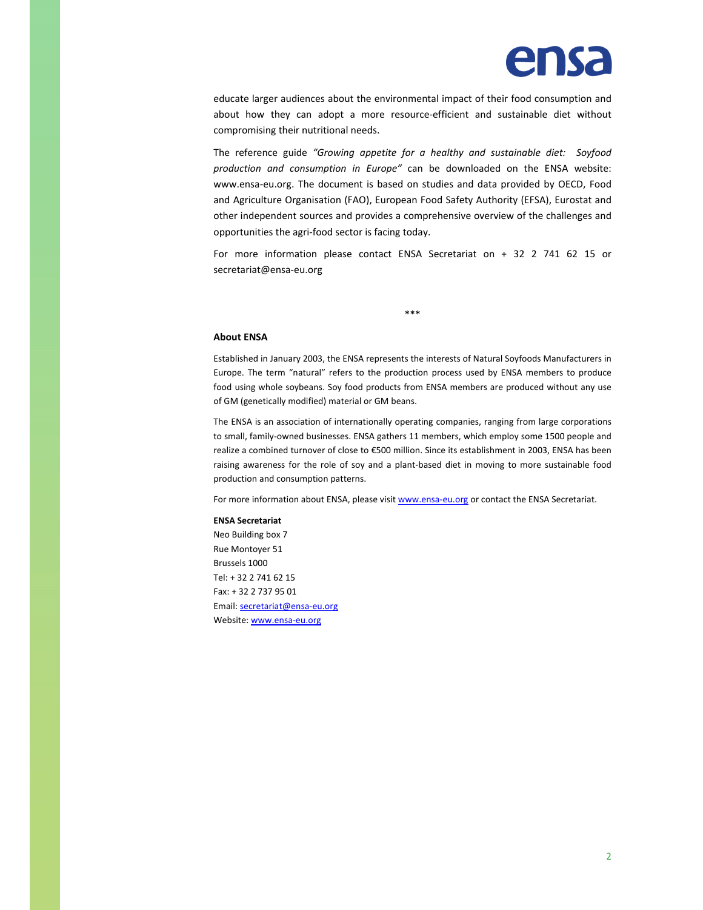educate larger audiences about the environmental impact of their food consumption and about how they can adopt a more resource-efficient and sustainable diet without compromising their nutritional needs.

The reference guide *"Growing appetite for a healthy and sustainable diet: Soyfood production and consumption in Europe"* can be downloaded on the ENSA website: www.ensa-eu.org. The document is based on studies and data provided by OECD, Food and Agriculture Organisation (FAO), European Food Safety Authority (EFSA), Eurostat and other independent sources and provides a comprehensive overview of the challenges and opportunities the agri-food sector is facing today.

For more information please contact ENSA Secretariat on + 32 2 741 62 15 or secretariat@ensa-eu.org

***

**About ENSA**

Established in January 2003, the ENSA represents the interests of Natural Soyfoods Manufacturers in Europe. The term "natural" refers to the production process used by ENSA members to produce food using whole soybeans. Soy food products from ENSA members are produced without any use of GM (genetically modified) material or GM beans.

The ENSA is an association of internationally operating companies, ranging from large corporations to small, family-owned businesses. ENSA gathers 11 members, which employ some 1500 people and realize a combined turnover of close to €500 million. Since its establishment in 2003, ENSA has been raising awareness for the role of soy and a plant-based diet in moving to more sustainable food production and consumption patterns.

For more information about ENSA, please visit www.ensa-eu.org or contact the ENSA Secretariat.

**ENSA Secretariat**
Neo Building box 7
Rue Montoyer 51
Brussels 1000
Tel: + 32 2 741 62 15
Fax: + 32 2 737 95 01
Email: secretariat@ensa-eu.org
Website: www.ensa-eu.org